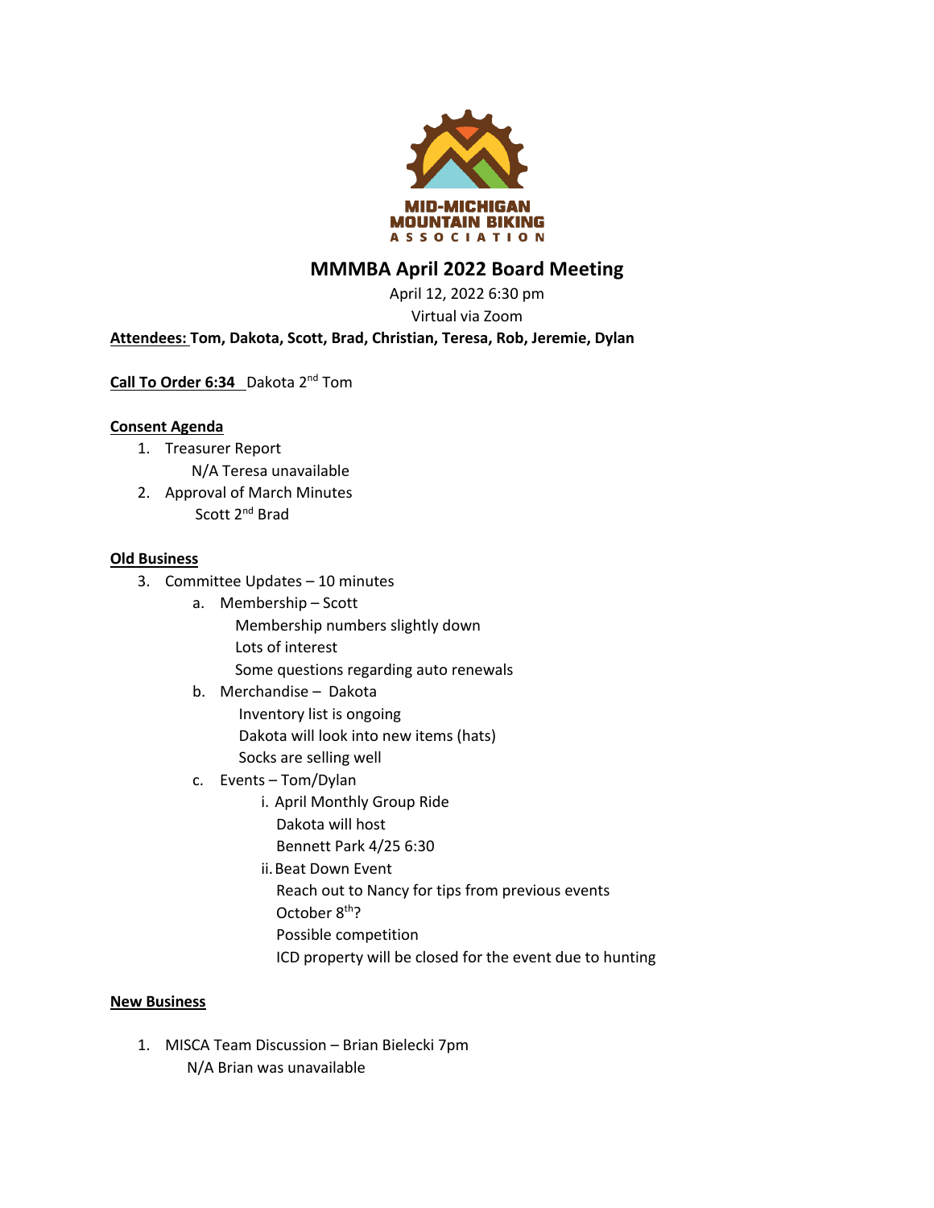MID-MICHIGAN
MOUNTAIN BIKING
ASSOCIATION

# MMMBA April 2022 Board Meeting

April 12, 2022 6:30 pm

Virtual via Zoom

**Attendees: Tom, Dakota, Scott, Brad, Christian, Teresa, Rob, Jeremie, Dylan**

**Call To Order 6:34** Dakota 2nd Tom

**Consent Agenda**

1. Treasurer Report
   - N/A Teresa unavailable
2. Approval of March Minutes
   - Scott 2nd Brad

**Old Business**

3. Committee Updates – 10 minutes
   a. Membership – Scott
      - Membership numbers slightly down
      - Lots of interest
      - Some questions regarding auto renewals
   b. Merchandise – Dakota
      - Inventory list is ongoing
      - Dakota will look into new items (hats)
      - Socks are selling well
   c. Events – Tom/Dylan
      i. April Monthly Group Ride
         - Dakota will host
         - Bennett Park 4/25 6:30
      ii. Beat Down Event
         - Reach out to Nancy for tips from previous events
         - October 8th?
         - Possible competition
         - ICD property will be closed for the event due to hunting

**New Business**

1. MISCA Team Discussion – Brian Bielecki 7pm
   - N/A Brian was unavailable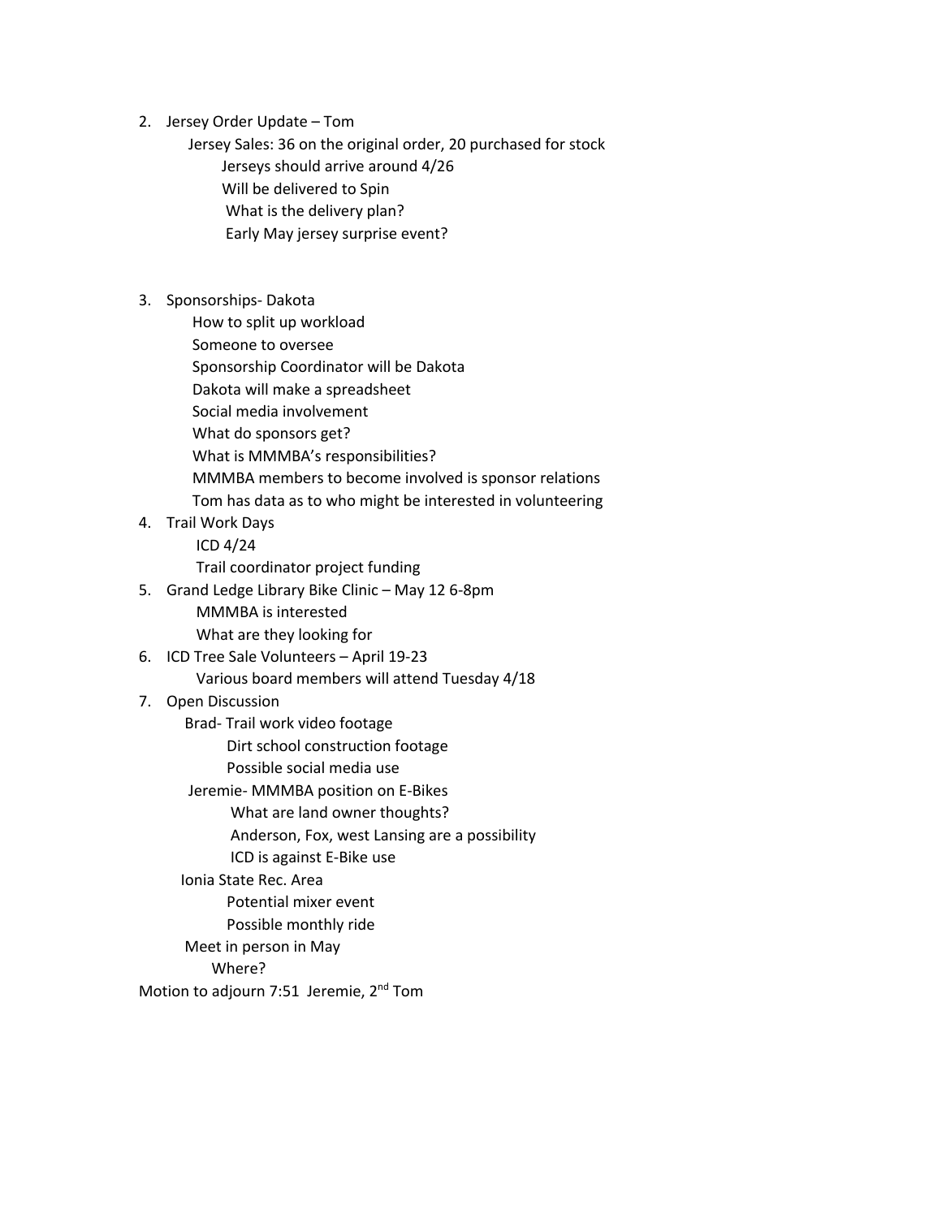2. Jersey Order Update – Tom
    - Jersey Sales: 36 on the original order, 20 purchased for stock
        - Jerseys should arrive around 4/26
        - Will be delivered to Spin
        - What is the delivery plan?
        - Early May jersey surprise event?

3. Sponsorships- Dakota
    - How to split up workload
    - Someone to oversee
    - Sponsorship Coordinator will be Dakota
    - Dakota will make a spreadsheet
    - Social media involvement
    - What do sponsors get?
    - What is MMMBA's responsibilities?
    - MMMBA members to become involved is sponsor relations
    - Tom has data as to who might be interested in volunteering
4. Trail Work Days
    - ICD 4/24
    - Trail coordinator project funding
5. Grand Ledge Library Bike Clinic – May 12 6-8pm
    - MMMBA is interested
    - What are they looking for
6. ICD Tree Sale Volunteers – April 19-23
    - Various board members will attend Tuesday 4/18
7. Open Discussion
    - Brad- Trail work video footage
        - Dirt school construction footage
        - Possible social media use
    - Jeremie- MMMBA position on E-Bikes
        - What are land owner thoughts?
        - Anderson, Fox, west Lansing are a possibility
        - ICD is against E-Bike use
    - Ionia State Rec. Area
        - Potential mixer event
        - Possible monthly ride
    - Meet in person in May
        - Where?

Motion to adjourn 7:51 Jeremie, 2nd Tom